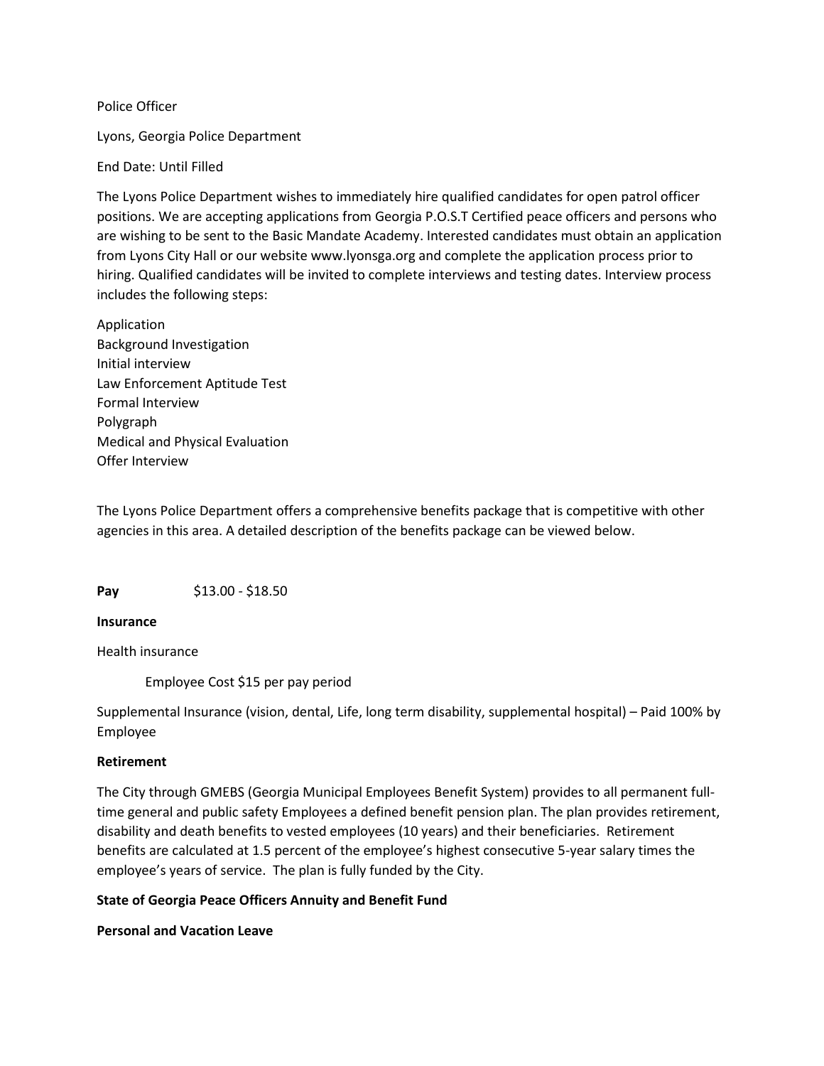Police Officer

Lyons, Georgia Police Department

End Date: Until Filled

The Lyons Police Department wishes to immediately hire qualified candidates for open patrol officer positions. We are accepting applications from Georgia P.O.S.T Certified peace officers and persons who are wishing to be sent to the Basic Mandate Academy. Interested candidates must obtain an application from Lyons City Hall or our website www.lyonsga.org and complete the application process prior to hiring. Qualified candidates will be invited to complete interviews and testing dates. Interview process includes the following steps:

Application
Background Investigation
Initial interview
Law Enforcement Aptitude Test
Formal Interview
Polygraph
Medical and Physical Evaluation
Offer Interview

The Lyons Police Department offers a comprehensive benefits package that is competitive with other agencies in this area. A detailed description of the benefits package can be viewed below.

**Pay** $13.00 - $18.50

**Insurance**

Health insurance

Employee Cost $15 per pay period

Supplemental Insurance (vision, dental, Life, long term disability, supplemental hospital) – Paid 100% by Employee

**Retirement**

The City through GMEBS (Georgia Municipal Employees Benefit System) provides to all permanent full-time general and public safety Employees a defined benefit pension plan. The plan provides retirement, disability and death benefits to vested employees (10 years) and their beneficiaries. Retirement benefits are calculated at 1.5 percent of the employee's highest consecutive 5-year salary times the employee's years of service. The plan is fully funded by the City.

**State of Georgia Peace Officers Annuity and Benefit Fund**

**Personal and Vacation Leave**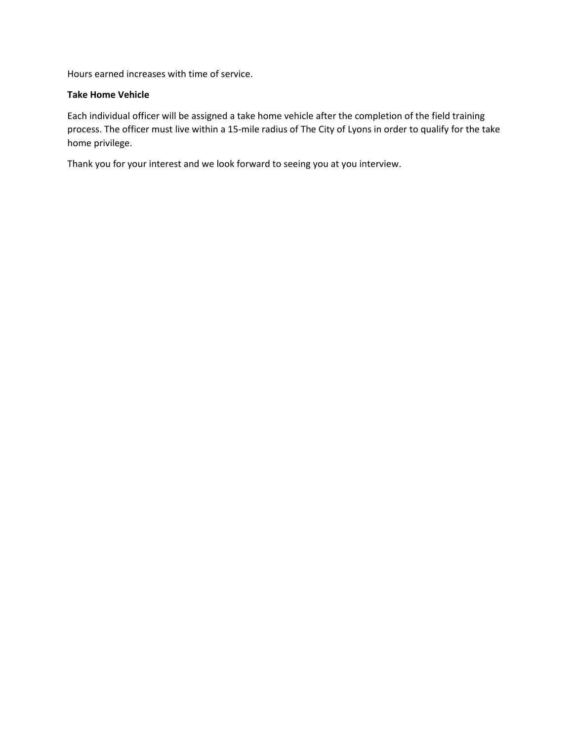Hours earned increases with time of service.

**Take Home Vehicle**

Each individual officer will be assigned a take home vehicle after the completion of the field training process. The officer must live within a 15-mile radius of The City of Lyons in order to qualify for the take home privilege.

Thank you for your interest and we look forward to seeing you at you interview.